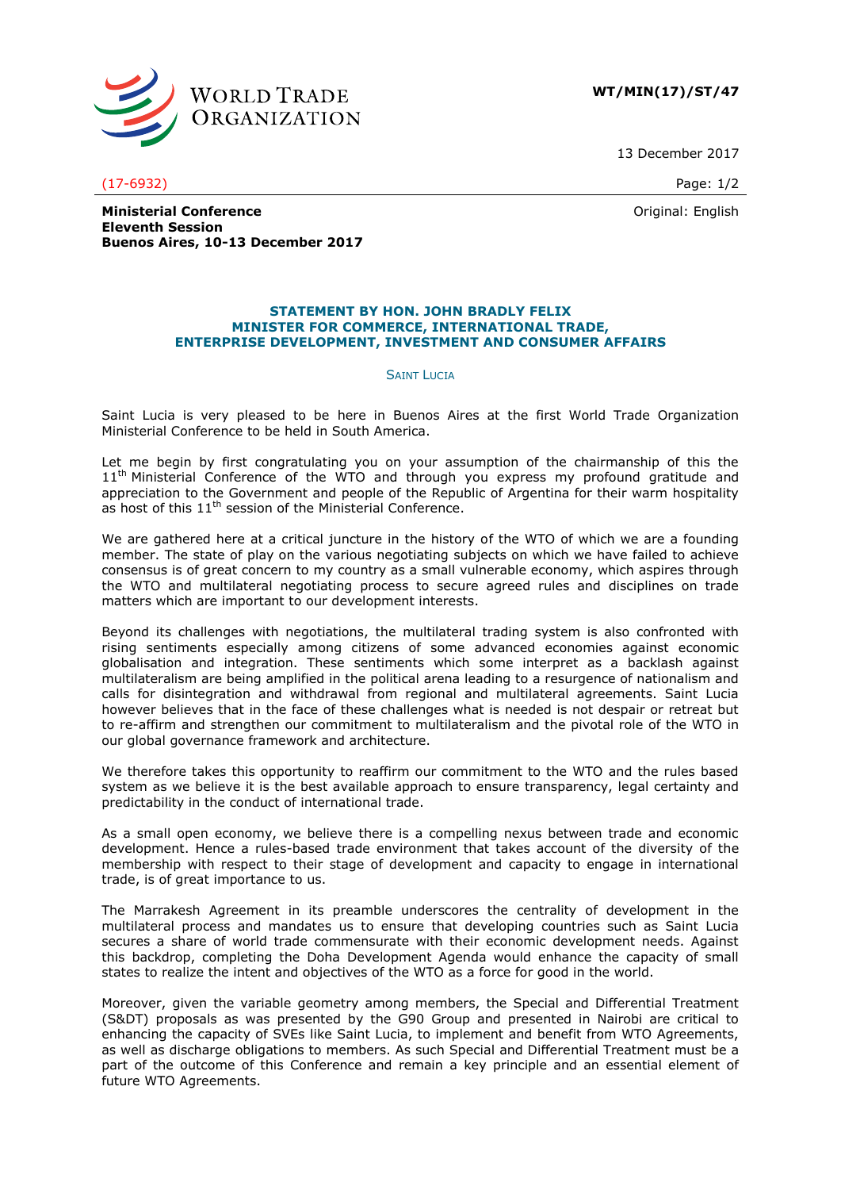**WT/MIN(17)/ST/47**

13 December 2017

(17-6932)

Original: English

**Ministerial Conference**
**Eleventh Session**
**Buenos Aires, 10-13 December 2017**

## STATEMENT BY HON. JOHN BRADLY FELIX
## MINISTER FOR COMMERCE, INTERNATIONAL TRADE, ENTERPRISE DEVELOPMENT, INVESTMENT AND CONSUMER AFFAIRS

SAINT LUCIA

Saint Lucia is very pleased to be here in Buenos Aires at the first World Trade Organization Ministerial Conference to be held in South America.

Let me begin by first congratulating you on your assumption of the chairmanship of this the 11th Ministerial Conference of the WTO and through you express my profound gratitude and appreciation to the Government and people of the Republic of Argentina for their warm hospitality as host of this 11th session of the Ministerial Conference.

We are gathered here at a critical juncture in the history of the WTO of which we are a founding member. The state of play on the various negotiating subjects on which we have failed to achieve consensus is of great concern to my country as a small vulnerable economy, which aspires through the WTO and multilateral negotiating process to secure agreed rules and disciplines on trade matters which are important to our development interests.

Beyond its challenges with negotiations, the multilateral trading system is also confronted with rising sentiments especially among citizens of some advanced economies against economic globalisation and integration. These sentiments which some interpret as a backlash against multilateralism are being amplified in the political arena leading to a resurgence of nationalism and calls for disintegration and withdrawal from regional and multilateral agreements. Saint Lucia however believes that in the face of these challenges what is needed is not despair or retreat but to re-affirm and strengthen our commitment to multilateralism and the pivotal role of the WTO in our global governance framework and architecture.

We therefore takes this opportunity to reaffirm our commitment to the WTO and the rules based system as we believe it is the best available approach to ensure transparency, legal certainty and predictability in the conduct of international trade.

As a small open economy, we believe there is a compelling nexus between trade and economic development. Hence a rules-based trade environment that takes account of the diversity of the membership with respect to their stage of development and capacity to engage in international trade, is of great importance to us.

The Marrakesh Agreement in its preamble underscores the centrality of development in the multilateral process and mandates us to ensure that developing countries such as Saint Lucia secures a share of world trade commensurate with their economic development needs. Against this backdrop, completing the Doha Development Agenda would enhance the capacity of small states to realize the intent and objectives of the WTO as a force for good in the world.

Moreover, given the variable geometry among members, the Special and Differential Treatment (S&DT) proposals as was presented by the G90 Group and presented in Nairobi are critical to enhancing the capacity of SVEs like Saint Lucia, to implement and benefit from WTO Agreements, as well as discharge obligations to members. As such Special and Differential Treatment must be a part of the outcome of this Conference and remain a key principle and an essential element of future WTO Agreements.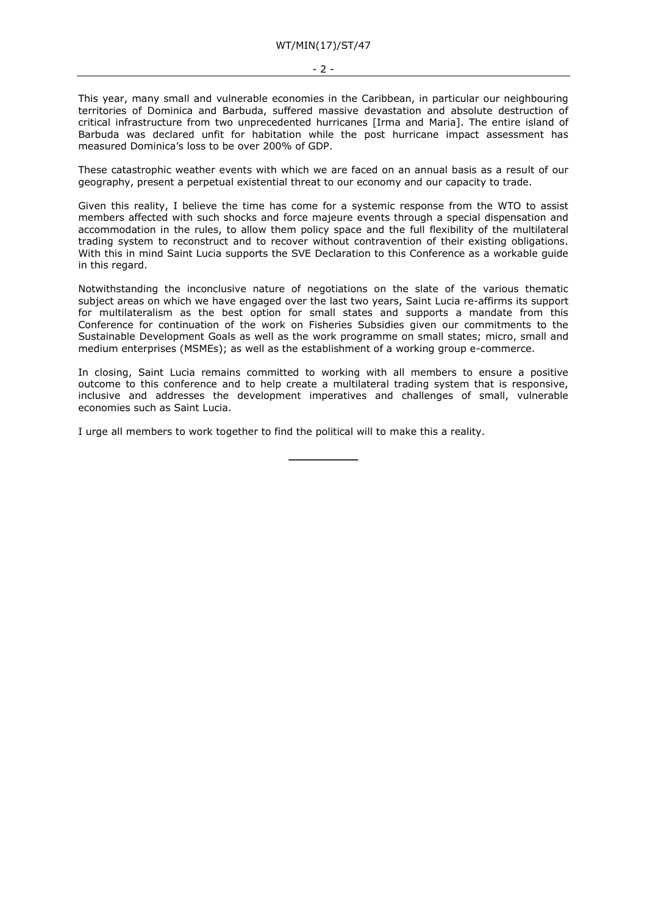This year, many small and vulnerable economies in the Caribbean, in particular our neighbouring territories of Dominica and Barbuda, suffered massive devastation and absolute destruction of critical infrastructure from two unprecedented hurricanes [Irma and Maria]. The entire island of Barbuda was declared unfit for habitation while the post hurricane impact assessment has measured Dominica's loss to be over 200% of GDP.

These catastrophic weather events with which we are faced on an annual basis as a result of our geography, present a perpetual existential threat to our economy and our capacity to trade.

Given this reality, I believe the time has come for a systemic response from the WTO to assist members affected with such shocks and force majeure events through a special dispensation and accommodation in the rules, to allow them policy space and the full flexibility of the multilateral trading system to reconstruct and to recover without contravention of their existing obligations. With this in mind Saint Lucia supports the SVE Declaration to this Conference as a workable guide in this regard.

Notwithstanding the inconclusive nature of negotiations on the slate of the various thematic subject areas on which we have engaged over the last two years, Saint Lucia re-affirms its support for multilateralism as the best option for small states and supports a mandate from this Conference for continuation of the work on Fisheries Subsidies given our commitments to the Sustainable Development Goals as well as the work programme on small states; micro, small and medium enterprises (MSMEs); as well as the establishment of a working group e-commerce.

In closing, Saint Lucia remains committed to working with all members to ensure a positive outcome to this conference and to help create a multilateral trading system that is responsive, inclusive and addresses the development imperatives and challenges of small, vulnerable economies such as Saint Lucia.

I urge all members to work together to find the political will to make this a reality.

__________